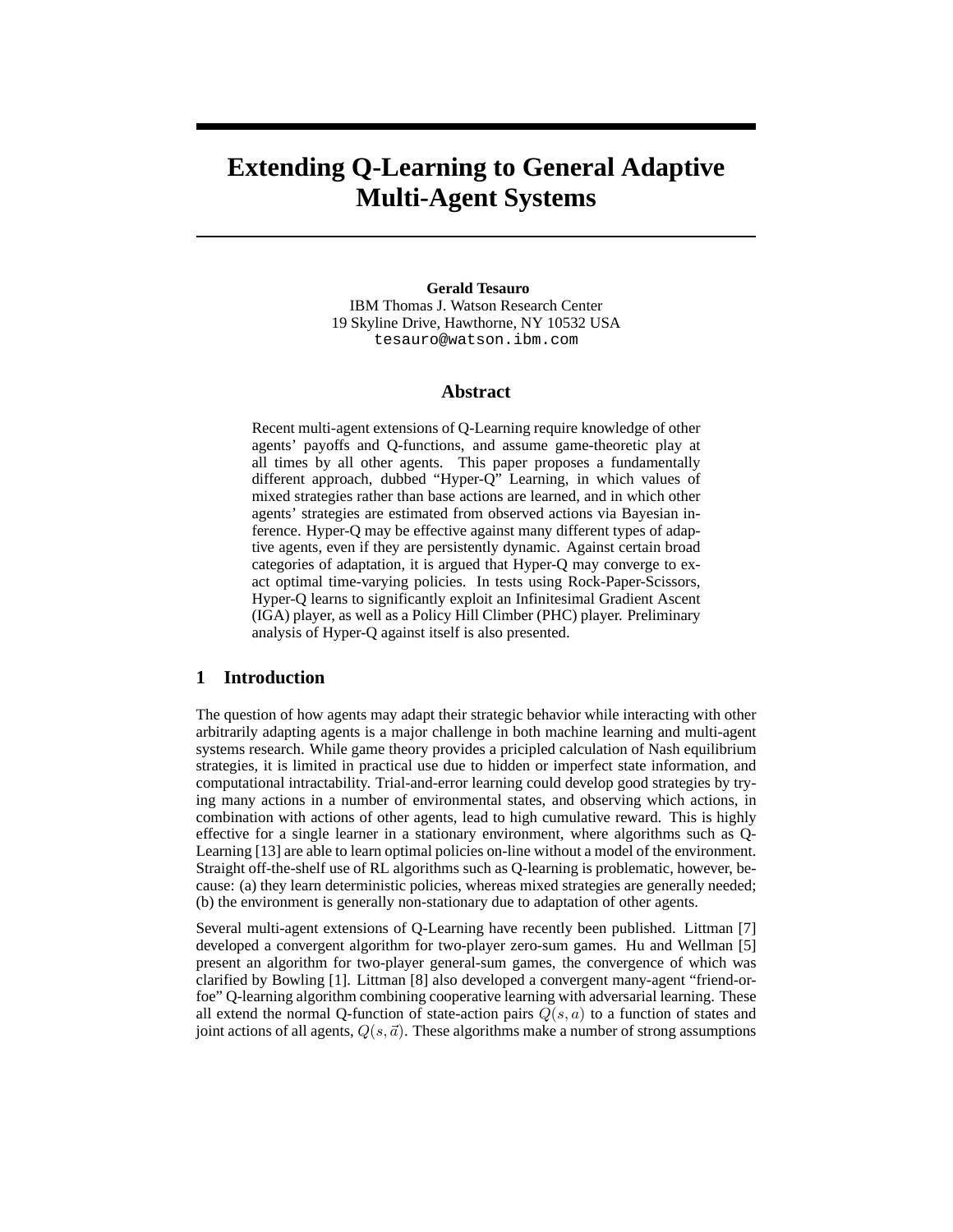# Extending Q-Learning to General Adaptive Multi-Agent Systems

**Gerald Tesauro**
IBM Thomas J. Watson Research Center
19 Skyline Drive, Hawthorne, NY 10532 USA
tesauro@watson.ibm.com

## Abstract

Recent multi-agent extensions of Q-Learning require knowledge of other agents' payoffs and Q-functions, and assume game-theoretic play at all times by all other agents. This paper proposes a fundamentally different approach, dubbed "Hyper-Q" Learning, in which values of mixed strategies rather than base actions are learned, and in which other agents' strategies are estimated from observed actions via Bayesian inference. Hyper-Q may be effective against many different types of adaptive agents, even if they are persistently dynamic. Against certain broad categories of adaptation, it is argued that Hyper-Q may converge to exact optimal time-varying policies. In tests using Rock-Paper-Scissors, Hyper-Q learns to significantly exploit an Infinitesimal Gradient Ascent (IGA) player, as well as a Policy Hill Climber (PHC) player. Preliminary analysis of Hyper-Q against itself is also presented.

## 1 Introduction

The question of how agents may adapt their strategic behavior while interacting with other arbitrarily adapting agents is a major challenge in both machine learning and multi-agent systems research. While game theory provides a pricipled calculation of Nash equilibrium strategies, it is limited in practical use due to hidden or imperfect state information, and computational intractability. Trial-and-error learning could develop good strategies by trying many actions in a number of environmental states, and observing which actions, in combination with actions of other agents, lead to high cumulative reward. This is highly effective for a single learner in a stationary environment, where algorithms such as Q-Learning [13] are able to learn optimal policies on-line without a model of the environment. Straight off-the-shelf use of RL algorithms such as Q-learning is problematic, however, because: (a) they learn deterministic policies, whereas mixed strategies are generally needed; (b) the environment is generally non-stationary due to adaptation of other agents.

Several multi-agent extensions of Q-Learning have recently been published. Littman [7] developed a convergent algorithm for two-player zero-sum games. Hu and Wellman [5] present an algorithm for two-player general-sum games, the convergence of which was clarified by Bowling [1]. Littman [8] also developed a convergent many-agent "friend-or-foe" Q-learning algorithm combining cooperative learning with adversarial learning. These all extend the normal Q-function of state-action pairs $Q(s, a)$ to a function of states and joint actions of all agents, $Q(s, \vec{a})$. These algorithms make a number of strong assumptions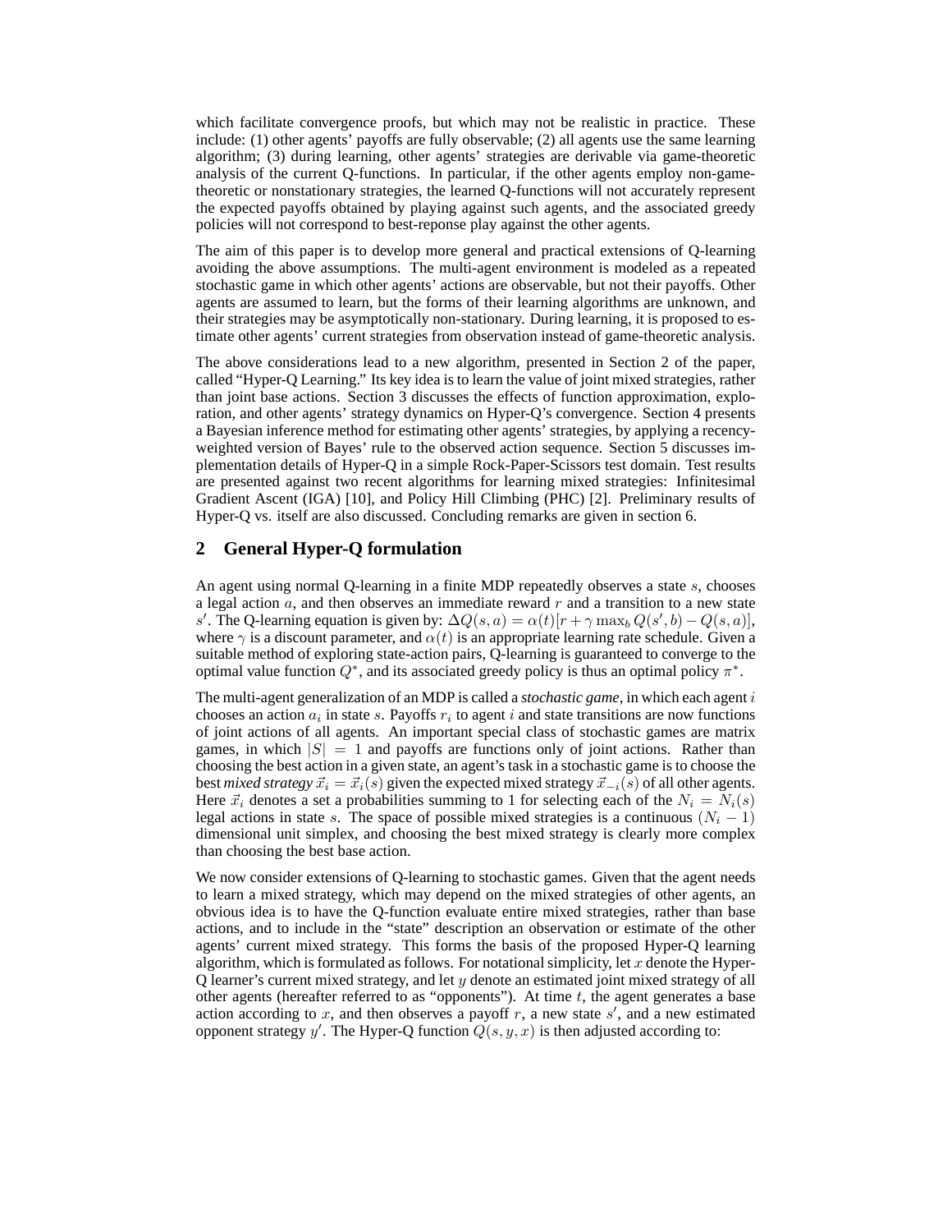which facilitate convergence proofs, but which may not be realistic in practice. These include: (1) other agents' payoffs are fully observable; (2) all agents use the same learning algorithm; (3) during learning, other agents' strategies are derivable via game-theoretic analysis of the current Q-functions. In particular, if the other agents employ non-game-theoretic or nonstationary strategies, the learned Q-functions will not accurately represent the expected payoffs obtained by playing against such agents, and the associated greedy policies will not correspond to best-reponse play against the other agents.

The aim of this paper is to develop more general and practical extensions of Q-learning avoiding the above assumptions. The multi-agent environment is modeled as a repeated stochastic game in which other agents' actions are observable, but not their payoffs. Other agents are assumed to learn, but the forms of their learning algorithms are unknown, and their strategies may be asymptotically non-stationary. During learning, it is proposed to estimate other agents' current strategies from observation instead of game-theoretic analysis.

The above considerations lead to a new algorithm, presented in Section 2 of the paper, called "Hyper-Q Learning." Its key idea is to learn the value of joint mixed strategies, rather than joint base actions. Section 3 discusses the effects of function approximation, exploration, and other agents' strategy dynamics on Hyper-Q's convergence. Section 4 presents a Bayesian inference method for estimating other agents' strategies, by applying a recency-weighted version of Bayes' rule to the observed action sequence. Section 5 discusses implementation details of Hyper-Q in a simple Rock-Paper-Scissors test domain. Test results are presented against two recent algorithms for learning mixed strategies: Infinitesimal Gradient Ascent (IGA) [10], and Policy Hill Climbing (PHC) [2]. Preliminary results of Hyper-Q vs. itself are also discussed. Concluding remarks are given in section 6.

## 2 General Hyper-Q formulation

An agent using normal Q-learning in a finite MDP repeatedly observes a state $s$, chooses a legal action $a$, and then observes an immediate reward $r$ and a transition to a new state $s'$. The Q-learning equation is given by: $\Delta Q(s,a) = \alpha(t)[r + \gamma \max_b Q(s',b) - Q(s,a)]$, where $\gamma$ is a discount parameter, and $\alpha(t)$ is an appropriate learning rate schedule. Given a suitable method of exploring state-action pairs, Q-learning is guaranteed to converge to the optimal value function $Q^*$, and its associated greedy policy is thus an optimal policy $\pi^*$.

The multi-agent generalization of an MDP is called a *stochastic game*, in which each agent $i$ chooses an action $a_i$ in state $s$. Payoffs $r_i$ to agent $i$ and state transitions are now functions of joint actions of all agents. An important special class of stochastic games are matrix games, in which $|S| = 1$ and payoffs are functions only of joint actions. Rather than choosing the best action in a given state, an agent's task in a stochastic game is to choose the best *mixed strategy* $\vec{x}_i = \vec{x}_i(s)$ given the expected mixed strategy $\vec{x}_{-i}(s)$ of all other agents. Here $\vec{x}_i$ denotes a set a probabilities summing to 1 for selecting each of the $N_i = N_i(s)$ legal actions in state $s$. The space of possible mixed strategies is a continuous $(N_i - 1)$ dimensional unit simplex, and choosing the best mixed strategy is clearly more complex than choosing the best base action.

We now consider extensions of Q-learning to stochastic games. Given that the agent needs to learn a mixed strategy, which may depend on the mixed strategies of other agents, an obvious idea is to have the Q-function evaluate entire mixed strategies, rather than base actions, and to include in the "state" description an observation or estimate of the other agents' current mixed strategy. This forms the basis of the proposed Hyper-Q learning algorithm, which is formulated as follows. For notational simplicity, let $x$ denote the Hyper-Q learner's current mixed strategy, and let $y$ denote an estimated joint mixed strategy of all other agents (hereafter referred to as "opponents"). At time $t$, the agent generates a base action according to $x$, and then observes a payoff $r$, a new state $s'$, and a new estimated opponent strategy $y'$. The Hyper-Q function $Q(s,y,x)$ is then adjusted according to: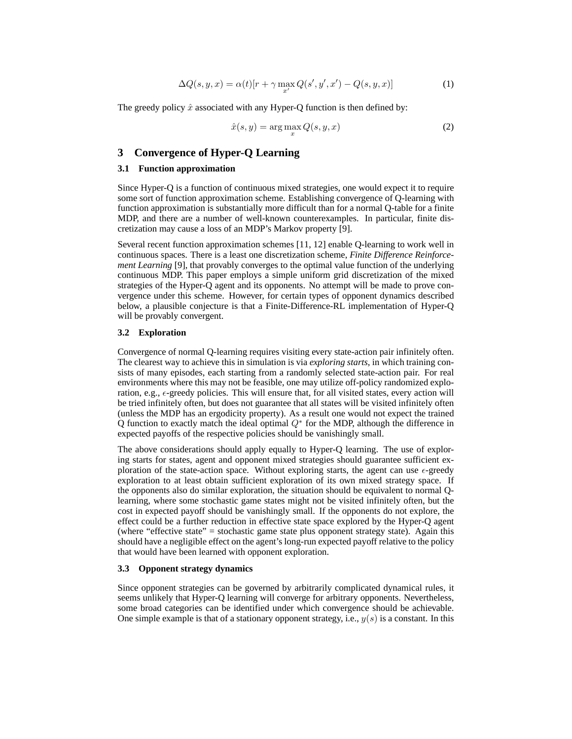$$\Delta Q(s,y,x) = \alpha(t)[r + \gamma \max_{x'} Q(s',y',x') - Q(s,y,x)] \quad (1)$$

The greedy policy $\hat{x}$ associated with any Hyper-Q function is then defined by:

$$\hat{x}(s,y) = \arg\max_{x} Q(s,y,x) \quad (2)$$

# 3 Convergence of Hyper-Q Learning

## 3.1 Function approximation

Since Hyper-Q is a function of continuous mixed strategies, one would expect it to require some sort of function approximation scheme. Establishing convergence of Q-learning with function approximation is substantially more difficult than for a normal Q-table for a finite MDP, and there are a number of well-known counterexamples. In particular, finite discretization may cause a loss of an MDP's Markov property [9].

Several recent function approximation schemes [11, 12] enable Q-learning to work well in continuous spaces. There is a least one discretization scheme, *Finite Difference Reinforcement Learning* [9], that provably converges to the optimal value function of the underlying continuous MDP. This paper employs a simple uniform grid discretization of the mixed strategies of the Hyper-Q agent and its opponents. No attempt will be made to prove convergence under this scheme. However, for certain types of opponent dynamics described below, a plausible conjecture is that a Finite-Difference-RL implementation of Hyper-Q will be provably convergent.

## 3.2 Exploration

Convergence of normal Q-learning requires visiting every state-action pair infinitely often. The clearest way to achieve this in simulation is via *exploring starts*, in which training consists of many episodes, each starting from a randomly selected state-action pair. For real environments where this may not be feasible, one may utilize off-policy randomized exploration, e.g., $\epsilon$-greedy policies. This will ensure that, for all visited states, every action will be tried infinitely often, but does not guarantee that all states will be visited infinitely often (unless the MDP has an ergodicity property). As a result one would not expect the trained Q function to exactly match the ideal optimal $Q^*$ for the MDP, although the difference in expected payoffs of the respective policies should be vanishingly small.

The above considerations should apply equally to Hyper-Q learning. The use of exploring starts for states, agent and opponent mixed strategies should guarantee sufficient exploration of the state-action space. Without exploring starts, the agent can use $\epsilon$-greedy exploration to at least obtain sufficient exploration of its own mixed strategy space. If the opponents also do similar exploration, the situation should be equivalent to normal Q-learning, where some stochastic game states might not be visited infinitely often, but the cost in expected payoff should be vanishingly small. If the opponents do not explore, the effect could be a further reduction in effective state space explored by the Hyper-Q agent (where "effective state" = stochastic game state plus opponent strategy state). Again this should have a negligible effect on the agent's long-run expected payoff relative to the policy that would have been learned with opponent exploration.

## 3.3 Opponent strategy dynamics

Since opponent strategies can be governed by arbitrarily complicated dynamical rules, it seems unlikely that Hyper-Q learning will converge for arbitrary opponents. Nevertheless, some broad categories can be identified under which convergence should be achievable. One simple example is that of a stationary opponent strategy, i.e., $y(s)$ is a constant. In this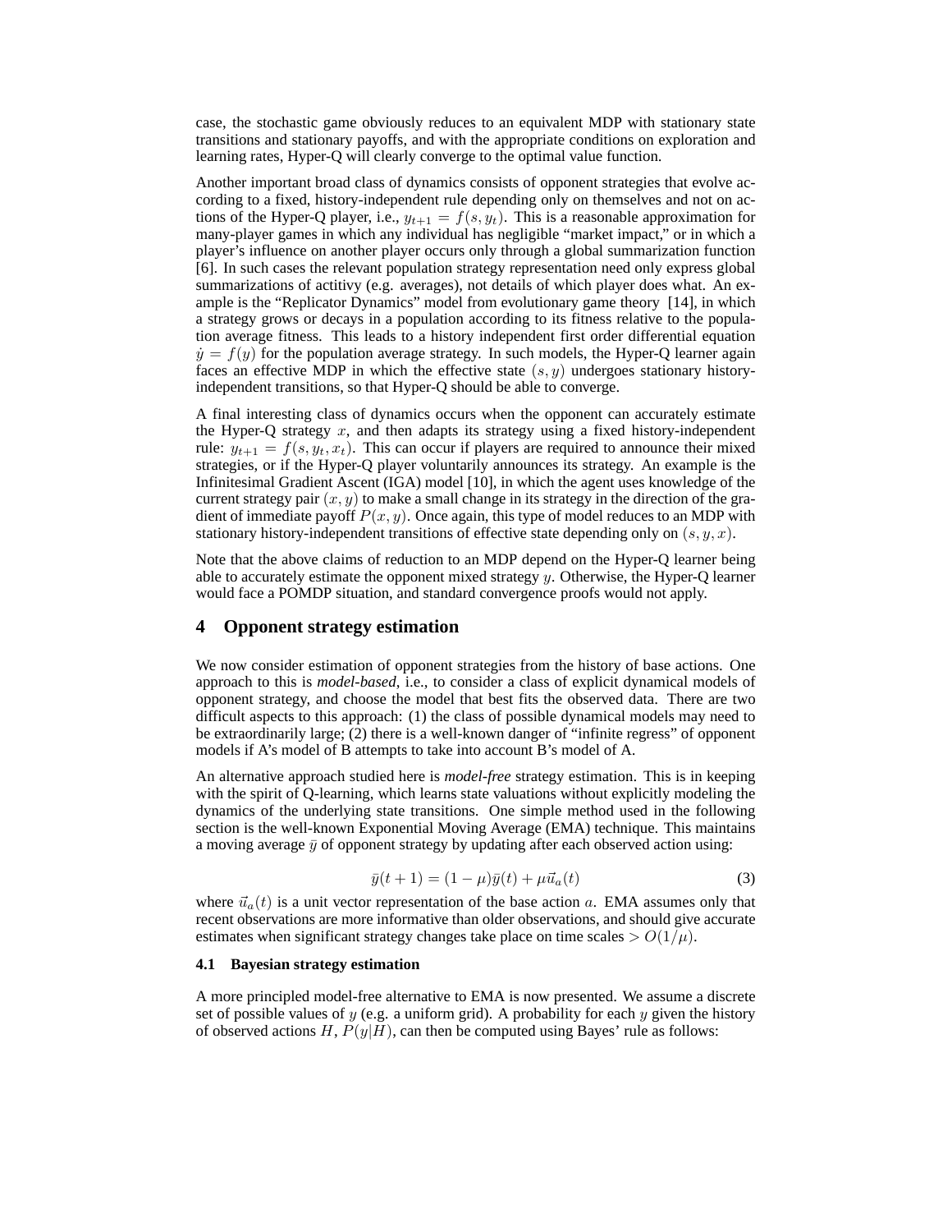case, the stochastic game obviously reduces to an equivalent MDP with stationary state transitions and stationary payoffs, and with the appropriate conditions on exploration and learning rates, Hyper-Q will clearly converge to the optimal value function.

Another important broad class of dynamics consists of opponent strategies that evolve according to a fixed, history-independent rule depending only on themselves and not on actions of the Hyper-Q player, i.e., $y_{t+1} = f(s, y_t)$. This is a reasonable approximation for many-player games in which any individual has negligible "market impact," or in which a player's influence on another player occurs only through a global summarization function [6]. In such cases the relevant population strategy representation need only express global summarizations of actitivy (e.g. averages), not details of which player does what. An example is the "Replicator Dynamics" model from evolutionary game theory [14], in which a strategy grows or decays in a population according to its fitness relative to the population average fitness. This leads to a history independent first order differential equation $\dot{y} = f(y)$ for the population average strategy. In such models, the Hyper-Q learner again faces an effective MDP in which the effective state $(s, y)$ undergoes stationary history-independent transitions, so that Hyper-Q should be able to converge.

A final interesting class of dynamics occurs when the opponent can accurately estimate the Hyper-Q strategy $x$, and then adapts its strategy using a fixed history-independent rule: $y_{t+1} = f(s, y_t, x_t)$. This can occur if players are required to announce their mixed strategies, or if the Hyper-Q player voluntarily announces its strategy. An example is the Infinitesimal Gradient Ascent (IGA) model [10], in which the agent uses knowledge of the current strategy pair $(x, y)$ to make a small change in its strategy in the direction of the gradient of immediate payoff $P(x, y)$. Once again, this type of model reduces to an MDP with stationary history-independent transitions of effective state depending only on $(s, y, x)$.

Note that the above claims of reduction to an MDP depend on the Hyper-Q learner being able to accurately estimate the opponent mixed strategy $y$. Otherwise, the Hyper-Q learner would face a POMDP situation, and standard convergence proofs would not apply.

## 4 Opponent strategy estimation

We now consider estimation of opponent strategies from the history of base actions. One approach to this is *model-based*, i.e., to consider a class of explicit dynamical models of opponent strategy, and choose the model that best fits the observed data. There are two difficult aspects to this approach: (1) the class of possible dynamical models may need to be extraordinarily large; (2) there is a well-known danger of "infinite regress" of opponent models if A's model of B attempts to take into account B's model of A.

An alternative approach studied here is *model-free* strategy estimation. This is in keeping with the spirit of Q-learning, which learns state valuations without explicitly modeling the dynamics of the underlying state transitions. One simple method used in the following section is the well-known Exponential Moving Average (EMA) technique. This maintains a moving average $\bar{y}$ of opponent strategy by updating after each observed action using:

$$\bar{y}(t+1) = (1 - \mu)\bar{y}(t) + \mu \vec{u}_a(t) \tag{3}$$

where $\vec{u}_a(t)$ is a unit vector representation of the base action $a$. EMA assumes only that recent observations are more informative than older observations, and should give accurate estimates when significant strategy changes take place on time scales $> O(1/\mu)$.

### 4.1 Bayesian strategy estimation

A more principled model-free alternative to EMA is now presented. We assume a discrete set of possible values of $y$ (e.g. a uniform grid). A probability for each $y$ given the history of observed actions $H$, $P(y|H)$, can then be computed using Bayes' rule as follows: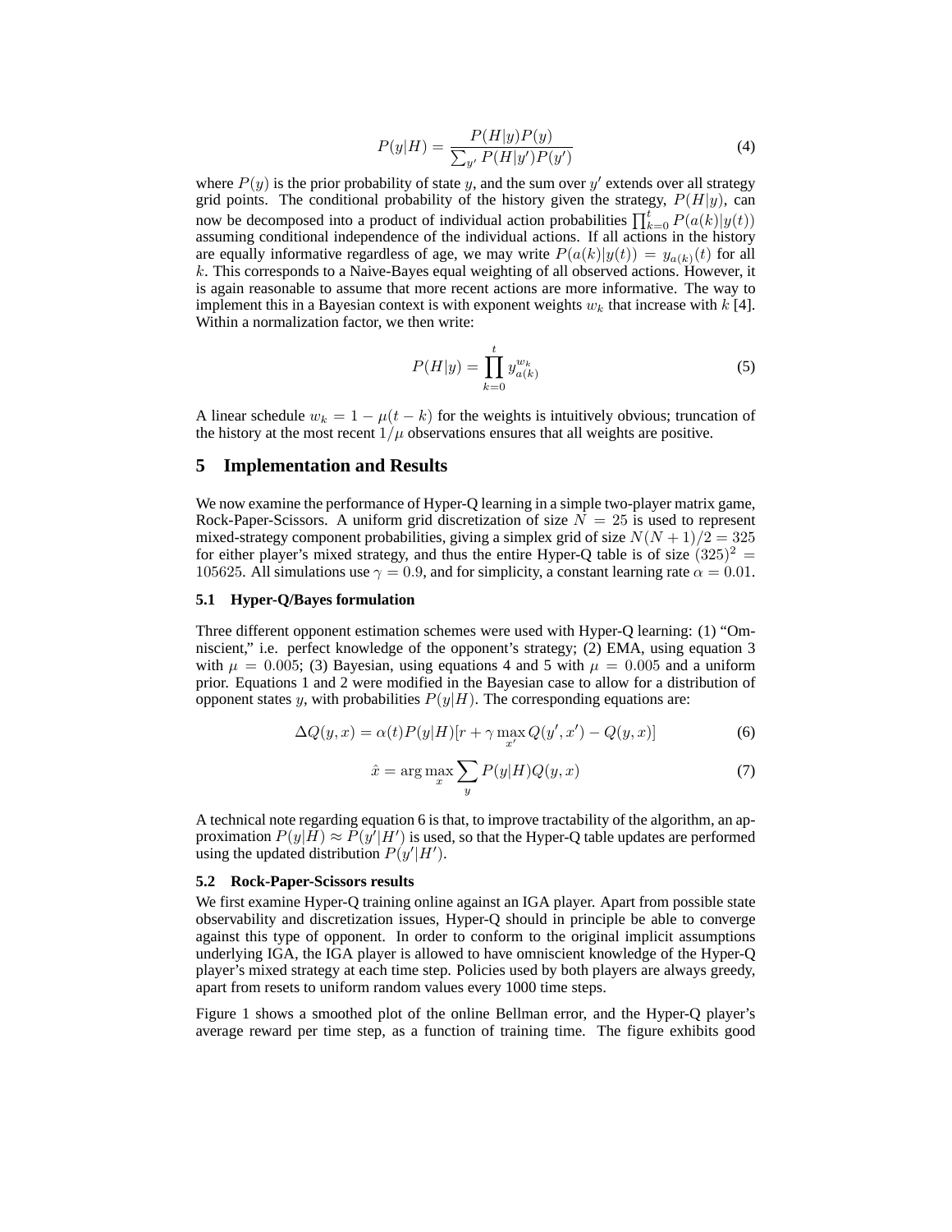$$P(y|H) = \frac{P(H|y)P(y)}{\sum_{y'} P(H|y')P(y')} \tag{4}$$

where $P(y)$ is the prior probability of state $y$, and the sum over $y'$ extends over all strategy grid points. The conditional probability of the history given the strategy, $P(H|y)$, can now be decomposed into a product of individual action probabilities $\prod_{k=0}^{t} P(a(k)|y(t))$ assuming conditional independence of the individual actions. If all actions in the history are equally informative regardless of age, we may write $P(a(k)|y(t)) = y_{a(k)}(t)$ for all $k$. This corresponds to a Naive-Bayes equal weighting of all observed actions. However, it is again reasonable to assume that more recent actions are more informative. The way to implement this in a Bayesian context is with exponent weights $w_k$ that increase with $k$ [4]. Within a normalization factor, we then write:

$$P(H|y) = \prod_{k=0}^{t} y_{a(k)}^{w_k} \tag{5}$$

A linear schedule $w_k = 1 - \mu(t-k)$ for the weights is intuitively obvious; truncation of the history at the most recent $1/\mu$ observations ensures that all weights are positive.

## 5 Implementation and Results

We now examine the performance of Hyper-Q learning in a simple two-player matrix game, Rock-Paper-Scissors. A uniform grid discretization of size $N = 25$ is used to represent mixed-strategy component probabilities, giving a simplex grid of size $N(N+1)/2 = 325$ for either player's mixed strategy, and thus the entire Hyper-Q table is of size $(325)^2 = 105625$. All simulations use $\gamma = 0.9$, and for simplicity, a constant learning rate $\alpha = 0.01$.

### 5.1 Hyper-Q/Bayes formulation

Three different opponent estimation schemes were used with Hyper-Q learning: (1) "Omniscient," i.e. perfect knowledge of the opponent's strategy; (2) EMA, using equation 3 with $\mu = 0.005$; (3) Bayesian, using equations 4 and 5 with $\mu = 0.005$ and a uniform prior. Equations 1 and 2 were modified in the Bayesian case to allow for a distribution of opponent states $y$, with probabilities $P(y|H)$. The corresponding equations are:

$$\Delta Q(y, x) = \alpha(t)P(y|H)[r + \gamma \max_{x'} Q(y', x') - Q(y, x)] \tag{6}$$

$$\hat{x} = \arg\max_{x} \sum_{y} P(y|H)Q(y, x) \tag{7}$$

A technical note regarding equation 6 is that, to improve tractability of the algorithm, an approximation $P(y|H) \approx P(y'|H')$ is used, so that the Hyper-Q table updates are performed using the updated distribution $P(y'|H')$.

### 5.2 Rock-Paper-Scissors results

We first examine Hyper-Q training online against an IGA player. Apart from possible state observability and discretization issues, Hyper-Q should in principle be able to converge against this type of opponent. In order to conform to the original implicit assumptions underlying IGA, the IGA player is allowed to have omniscient knowledge of the Hyper-Q player's mixed strategy at each time step. Policies used by both players are always greedy, apart from resets to uniform random values every 1000 time steps.

Figure 1 shows a smoothed plot of the online Bellman error, and the Hyper-Q player's average reward per time step, as a function of training time. The figure exhibits good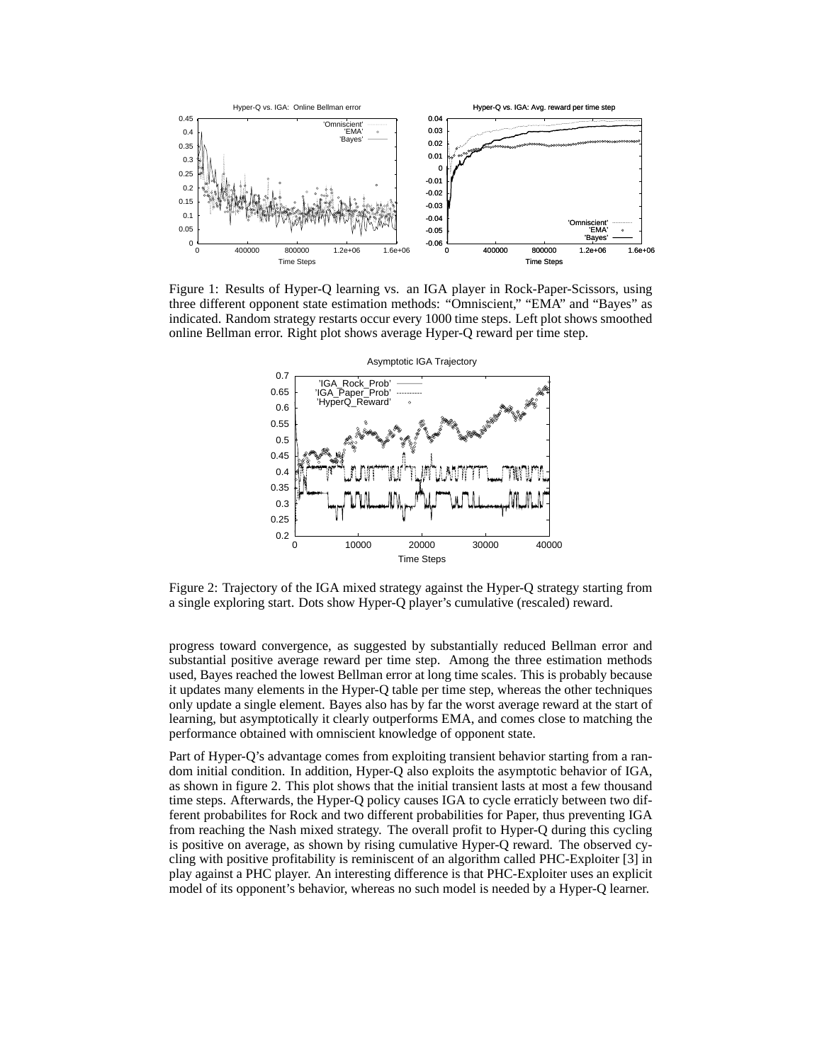Figure 1: Results of Hyper-Q learning vs. an IGA player in Rock-Paper-Scissors, using three different opponent state estimation methods: "Omniscient," "EMA" and "Bayes" as indicated. Random strategy restarts occur every 1000 time steps. Left plot shows smoothed online Bellman error. Right plot shows average Hyper-Q reward per time step.

Figure 2: Trajectory of the IGA mixed strategy against the Hyper-Q strategy starting from a single exploring start. Dots show Hyper-Q player's cumulative (rescaled) reward.

progress toward convergence, as suggested by substantially reduced Bellman error and substantial positive average reward per time step. Among the three estimation methods used, Bayes reached the lowest Bellman error at long time scales. This is probably because it updates many elements in the Hyper-Q table per time step, whereas the other techniques only update a single element. Bayes also has by far the worst average reward at the start of learning, but asymptotically it clearly outperforms EMA, and comes close to matching the performance obtained with omniscient knowledge of opponent state.

Part of Hyper-Q's advantage comes from exploiting transient behavior starting from a random initial condition. In addition, Hyper-Q also exploits the asymptotic behavior of IGA, as shown in figure 2. This plot shows that the initial transient lasts at most a few thousand time steps. Afterwards, the Hyper-Q policy causes IGA to cycle erraticly between two different probabilites for Rock and two different probabilities for Paper, thus preventing IGA from reaching the Nash mixed strategy. The overall profit to Hyper-Q during this cycling is positive on average, as shown by rising cumulative Hyper-Q reward. The observed cycling with positive profitability is reminiscent of an algorithm called PHC-Exploiter [3] in play against a PHC player. An interesting difference is that PHC-Exploiter uses an explicit model of its opponent's behavior, whereas no such model is needed by a Hyper-Q learner.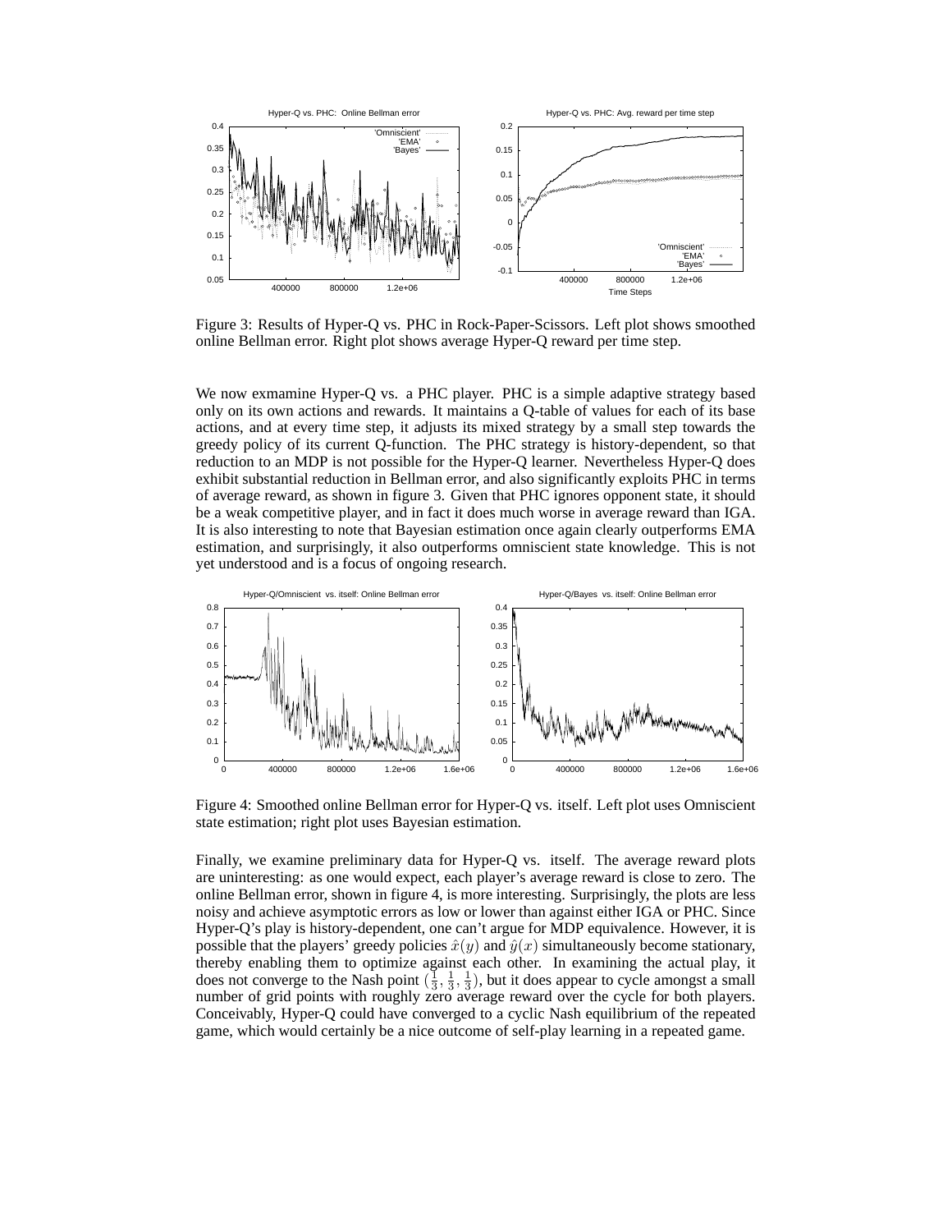Figure 3: Results of Hyper-Q vs. PHC in Rock-Paper-Scissors. Left plot shows smoothed online Bellman error. Right plot shows average Hyper-Q reward per time step.

We now exmamine Hyper-Q vs. a PHC player. PHC is a simple adaptive strategy based only on its own actions and rewards. It maintains a Q-table of values for each of its base actions, and at every time step, it adjusts its mixed strategy by a small step towards the greedy policy of its current Q-function. The PHC strategy is history-dependent, so that reduction to an MDP is not possible for the Hyper-Q learner. Nevertheless Hyper-Q does exhibit substantial reduction in Bellman error, and also significantly exploits PHC in terms of average reward, as shown in figure 3. Given that PHC ignores opponent state, it should be a weak competitive player, and in fact it does much worse in average reward than IGA. It is also interesting to note that Bayesian estimation once again clearly outperforms EMA estimation, and surprisingly, it also outperforms omniscient state knowledge. This is not yet understood and is a focus of ongoing research.

Figure 4: Smoothed online Bellman error for Hyper-Q vs. itself. Left plot uses Omniscient state estimation; right plot uses Bayesian estimation.

Finally, we examine preliminary data for Hyper-Q vs. itself. The average reward plots are uninteresting: as one would expect, each player's average reward is close to zero. The online Bellman error, shown in figure 4, is more interesting. Surprisingly, the plots are less noisy and achieve asymptotic errors as low or lower than against either IGA or PHC. Since Hyper-Q's play is history-dependent, one can't argue for MDP equivalence. However, it is possible that the players' greedy policies $\hat{x}(y)$ and $\hat{y}(x)$ simultaneously become stationary, thereby enabling them to optimize against each other. In examining the actual play, it does not converge to the Nash point $(\frac{1}{3}, \frac{1}{3}, \frac{1}{3})$, but it does appear to cycle amongst a small number of grid points with roughly zero average reward over the cycle for both players. Conceivably, Hyper-Q could have converged to a cyclic Nash equilibrium of the repeated game, which would certainly be a nice outcome of self-play learning in a repeated game.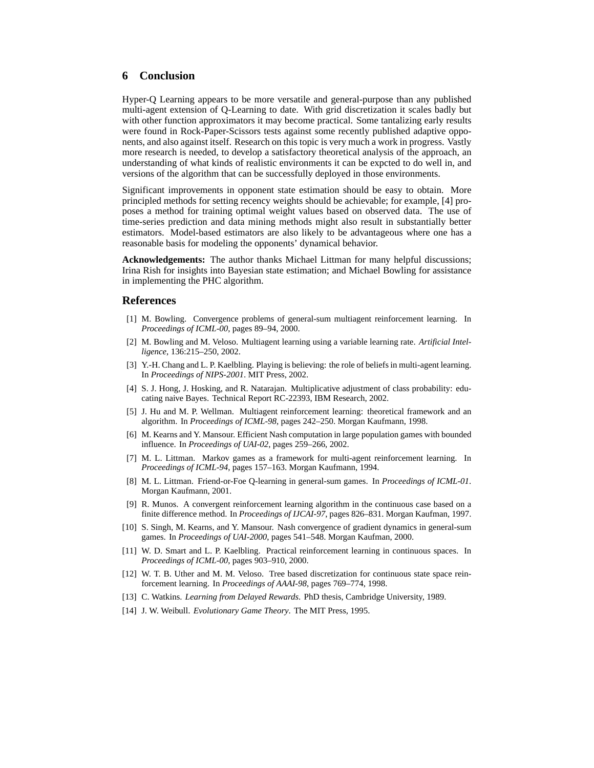## 6 Conclusion

Hyper-Q Learning appears to be more versatile and general-purpose than any published multi-agent extension of Q-Learning to date. With grid discretization it scales badly but with other function approximators it may become practical. Some tantalizing early results were found in Rock-Paper-Scissors tests against some recently published adaptive opponents, and also against itself. Research on this topic is very much a work in progress. Vastly more research is needed, to develop a satisfactory theoretical analysis of the approach, an understanding of what kinds of realistic environments it can be expcted to do well in, and versions of the algorithm that can be successfully deployed in those environments.

Significant improvements in opponent state estimation should be easy to obtain. More principled methods for setting recency weights should be achievable; for example, [4] proposes a method for training optimal weight values based on observed data. The use of time-series prediction and data mining methods might also result in substantially better estimators. Model-based estimators are also likely to be advantageous where one has a reasonable basis for modeling the opponents' dynamical behavior.

**Acknowledgements:** The author thanks Michael Littman for many helpful discussions; Irina Rish for insights into Bayesian state estimation; and Michael Bowling for assistance in implementing the PHC algorithm.

## References

[1] M. Bowling. Convergence problems of general-sum multiagent reinforcement learning. In *Proceedings of ICML-00*, pages 89–94, 2000.

[2] M. Bowling and M. Veloso. Multiagent learning using a variable learning rate. *Artificial Intelligence*, 136:215–250, 2002.

[3] Y.-H. Chang and L. P. Kaelbling. Playing is believing: the role of beliefs in multi-agent learning. In *Proceedings of NIPS-2001*. MIT Press, 2002.

[4] S. J. Hong, J. Hosking, and R. Natarajan. Multiplicative adjustment of class probability: educating naive Bayes. Technical Report RC-22393, IBM Research, 2002.

[5] J. Hu and M. P. Wellman. Multiagent reinforcement learning: theoretical framework and an algorithm. In *Proceedings of ICML-98*, pages 242–250. Morgan Kaufmann, 1998.

[6] M. Kearns and Y. Mansour. Efficient Nash computation in large population games with bounded influence. In *Proceedings of UAI-02*, pages 259–266, 2002.

[7] M. L. Littman. Markov games as a framework for multi-agent reinforcement learning. In *Proceedings of ICML-94*, pages 157–163. Morgan Kaufmann, 1994.

[8] M. L. Littman. Friend-or-Foe Q-learning in general-sum games. In *Proceedings of ICML-01*. Morgan Kaufmann, 2001.

[9] R. Munos. A convergent reinforcement learning algorithm in the continuous case based on a finite difference method. In *Proceedings of IJCAI-97*, pages 826–831. Morgan Kaufman, 1997.

[10] S. Singh, M. Kearns, and Y. Mansour. Nash convergence of gradient dynamics in general-sum games. In *Proceedings of UAI-2000*, pages 541–548. Morgan Kaufman, 2000.

[11] W. D. Smart and L. P. Kaelbling. Practical reinforcement learning in continuous spaces. In *Proceedings of ICML-00*, pages 903–910, 2000.

[12] W. T. B. Uther and M. M. Veloso. Tree based discretization for continuous state space reinforcement learning. In *Proceedings of AAAI-98*, pages 769–774, 1998.

[13] C. Watkins. *Learning from Delayed Rewards*. PhD thesis, Cambridge University, 1989.

[14] J. W. Weibull. *Evolutionary Game Theory*. The MIT Press, 1995.